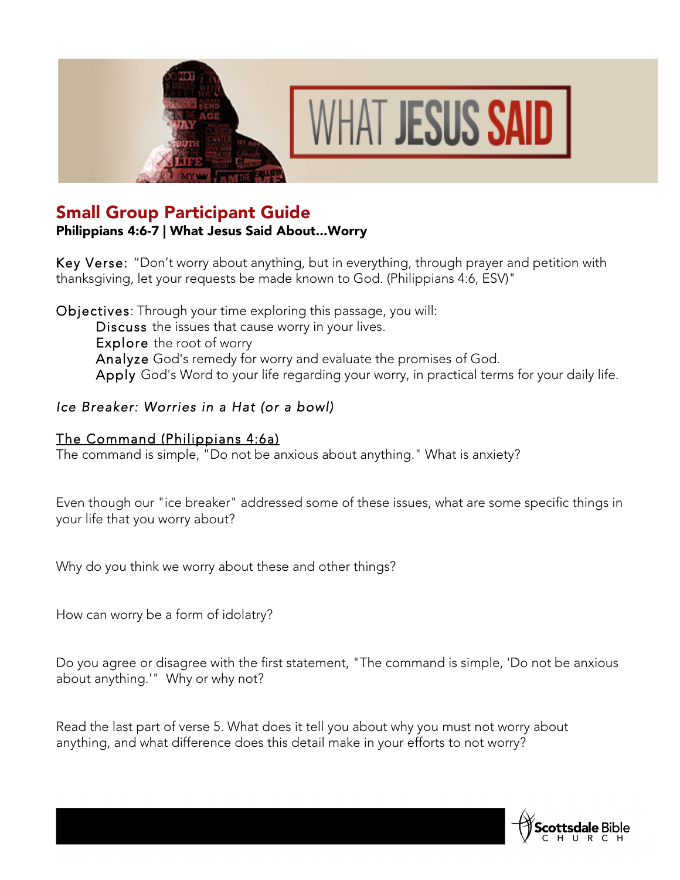# WHAT JESUS SAID

## Small Group Participant Guide

**Philippians 4:6-7 | What Jesus Said About...Worry**

Key Verse: "Don't worry about anything, but in everything, through prayer and petition with thanksgiving, let your requests be made known to God. (Philippians 4:6, ESV)"

Objectives: Through your time exploring this passage, you will:

- Discuss the issues that cause worry in your lives.
- Explore the root of worry
- Analyze God's remedy for worry and evaluate the promises of God.
- Apply God's Word to your life regarding your worry, in practical terms for your daily life.

*Ice Breaker: Worries in a Hat (or a bowl)*

<u>The Command (Philippians 4:6a)</u>

The command is simple, "Do not be anxious about anything." What is anxiety?

Even though our "ice breaker" addressed some of these issues, what are some specific things in your life that you worry about?

Why do you think we worry about these and other things?

How can worry be a form of idolatry?

Do you agree or disagree with the first statement, "The command is simple, 'Do not be anxious about anything.'" Why or why not?

Read the last part of verse 5. What does it tell you about why you must not worry about anything, and what difference does this detail make in your efforts to not worry?

Scottsdale Bible Church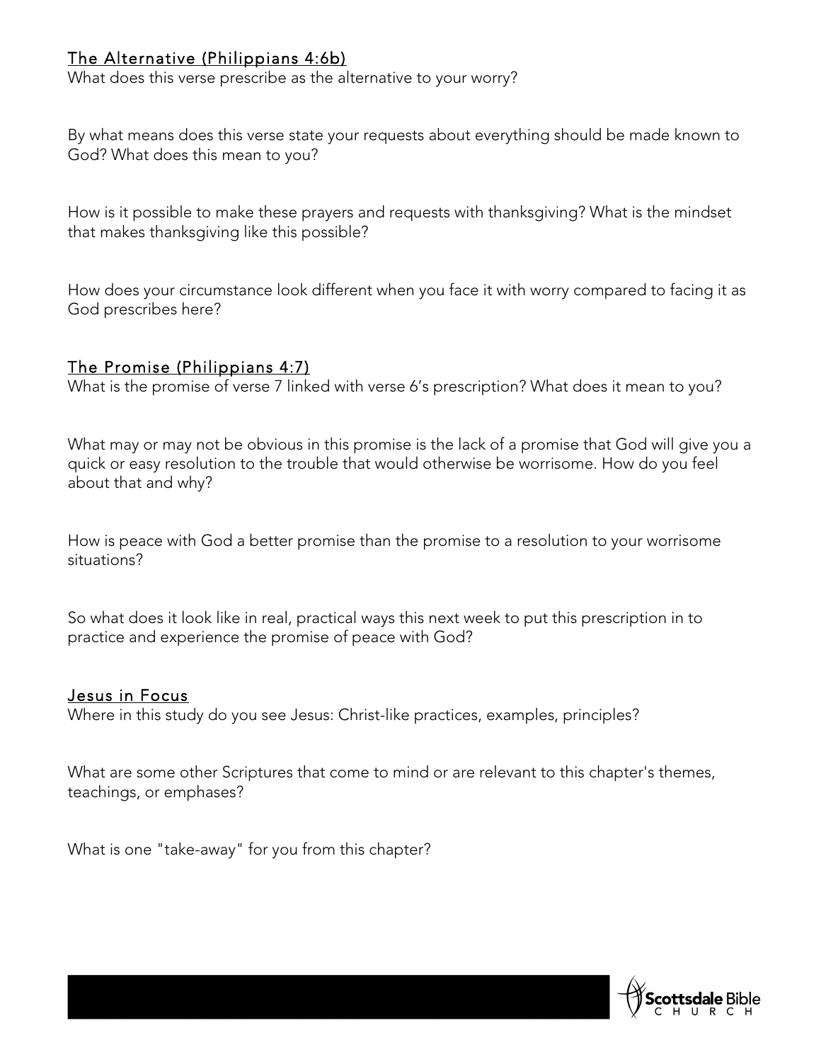## The Alternative (Philippians 4:6b)

What does this verse prescribe as the alternative to your worry?

By what means does this verse state your requests about everything should be made known to God? What does this mean to you?

How is it possible to make these prayers and requests with thanksgiving? What is the mindset that makes thanksgiving like this possible?

How does your circumstance look different when you face it with worry compared to facing it as God prescribes here?

## The Promise (Philippians 4:7)

What is the promise of verse 7 linked with verse 6's prescription? What does it mean to you?

What may or may not be obvious in this promise is the lack of a promise that God will give you a quick or easy resolution to the trouble that would otherwise be worrisome. How do you feel about that and why?

How is peace with God a better promise than the promise to a resolution to your worrisome situations?

So what does it look like in real, practical ways this next week to put this prescription in to practice and experience the promise of peace with God?

## Jesus in Focus

Where in this study do you see Jesus: Christ-like practices, examples, principles?

What are some other Scriptures that come to mind or are relevant to this chapter's themes, teachings, or emphases?

What is one "take-away" for you from this chapter?